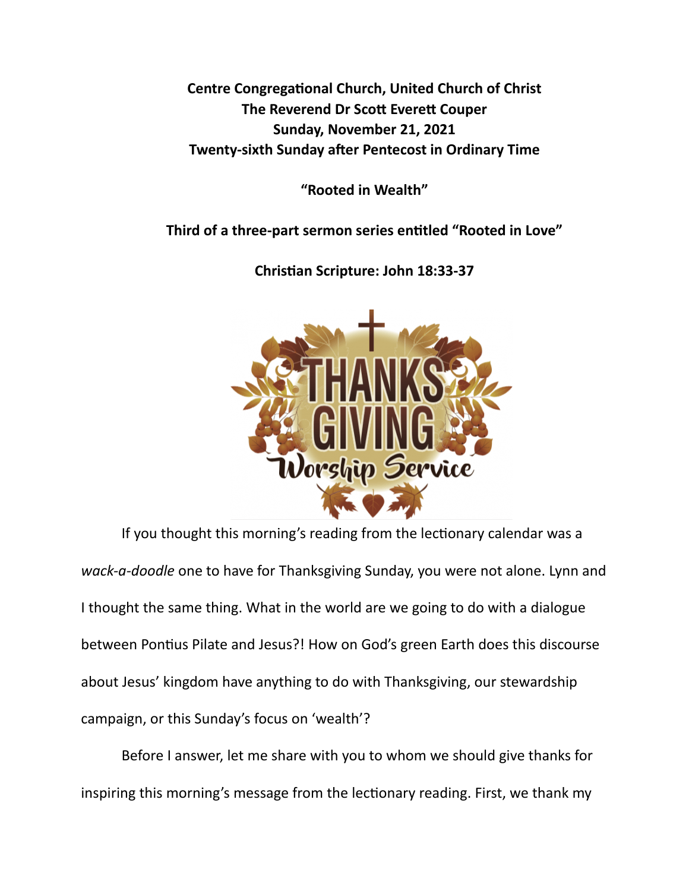**Centre Congregational Church, United Church of Christ**
**The Reverend Dr Scott Everett Couper**
**Sunday, November 21, 2021**
**Twenty-sixth Sunday after Pentecost in Ordinary Time**

**"Rooted in Wealth"**

**Third of a three-part sermon series entitled "Rooted in Love"**

**Christian Scripture: John 18:33-37**

If you thought this morning's reading from the lectionary calendar was a *wack-a-doodle* one to have for Thanksgiving Sunday, you were not alone. Lynn and I thought the same thing. What in the world are we going to do with a dialogue between Pontius Pilate and Jesus?! How on God's green Earth does this discourse about Jesus' kingdom have anything to do with Thanksgiving, our stewardship campaign, or this Sunday's focus on 'wealth'?

Before I answer, let me share with you to whom we should give thanks for inspiring this morning's message from the lectionary reading. First, we thank my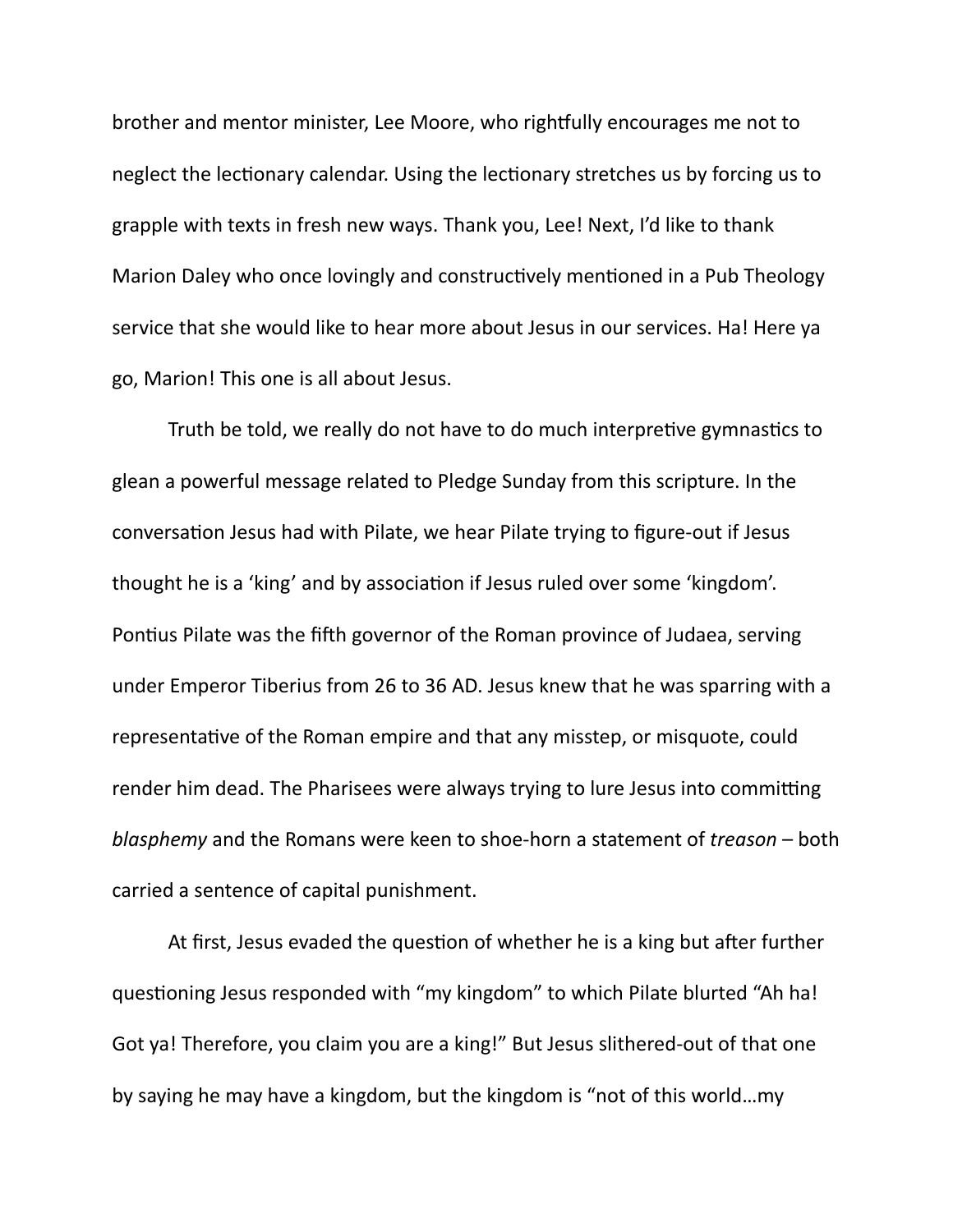brother and mentor minister, Lee Moore, who rightfully encourages me not to neglect the lectionary calendar. Using the lectionary stretches us by forcing us to grapple with texts in fresh new ways. Thank you, Lee! Next, I'd like to thank Marion Daley who once lovingly and constructively mentioned in a Pub Theology service that she would like to hear more about Jesus in our services. Ha! Here ya go, Marion! This one is all about Jesus.

Truth be told, we really do not have to do much interpretive gymnastics to glean a powerful message related to Pledge Sunday from this scripture. In the conversation Jesus had with Pilate, we hear Pilate trying to figure-out if Jesus thought he is a 'king' and by association if Jesus ruled over some 'kingdom'. Pontius Pilate was the fifth governor of the Roman province of Judaea, serving under Emperor Tiberius from 26 to 36 AD. Jesus knew that he was sparring with a representative of the Roman empire and that any misstep, or misquote, could render him dead. The Pharisees were always trying to lure Jesus into committing *blasphemy* and the Romans were keen to shoe-horn a statement of *treason* – both carried a sentence of capital punishment.

At first, Jesus evaded the question of whether he is a king but after further questioning Jesus responded with "my kingdom" to which Pilate blurted "Ah ha! Got ya! Therefore, you claim you are a king!" But Jesus slithered-out of that one by saying he may have a kingdom, but the kingdom is "not of this world…my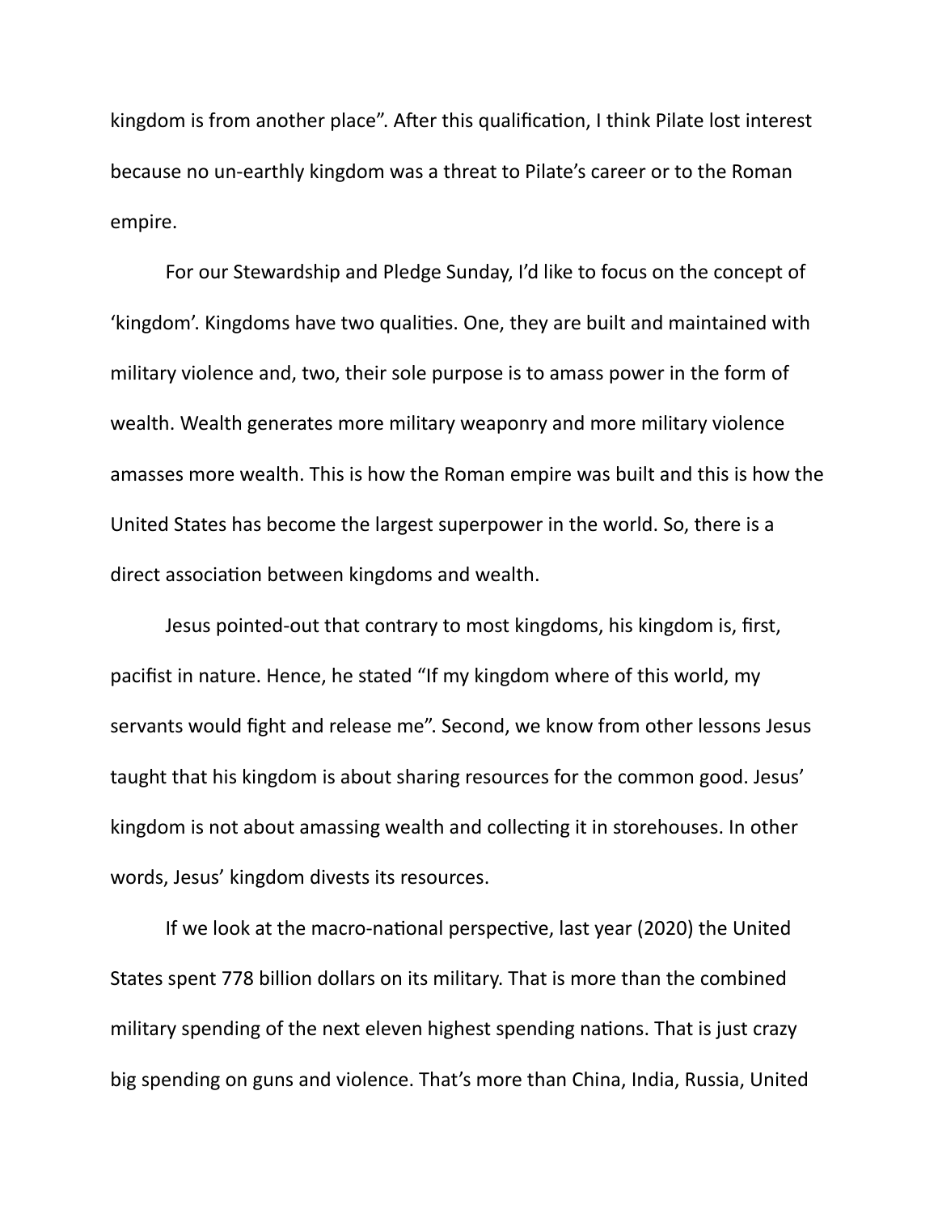kingdom is from another place". After this qualification, I think Pilate lost interest because no un-earthly kingdom was a threat to Pilate's career or to the Roman empire.

For our Stewardship and Pledge Sunday, I'd like to focus on the concept of 'kingdom'. Kingdoms have two qualities. One, they are built and maintained with military violence and, two, their sole purpose is to amass power in the form of wealth. Wealth generates more military weaponry and more military violence amasses more wealth. This is how the Roman empire was built and this is how the United States has become the largest superpower in the world. So, there is a direct association between kingdoms and wealth.

Jesus pointed-out that contrary to most kingdoms, his kingdom is, first, pacifist in nature. Hence, he stated "If my kingdom where of this world, my servants would fight and release me". Second, we know from other lessons Jesus taught that his kingdom is about sharing resources for the common good. Jesus' kingdom is not about amassing wealth and collecting it in storehouses. In other words, Jesus' kingdom divests its resources.

If we look at the macro-national perspective, last year (2020) the United States spent 778 billion dollars on its military. That is more than the combined military spending of the next eleven highest spending nations. That is just crazy big spending on guns and violence. That's more than China, India, Russia, United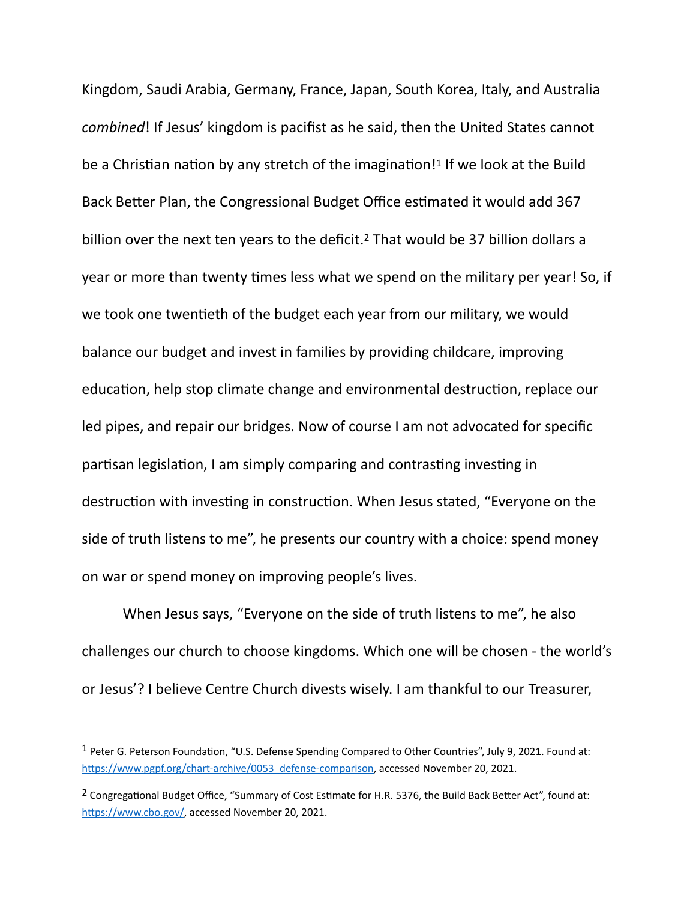Kingdom, Saudi Arabia, Germany, France, Japan, South Korea, Italy, and Australia *combined*! If Jesus' kingdom is pacifist as he said, then the United States cannot be a Christian nation by any stretch of the imagination![1] If we look at the Build Back Better Plan, the Congressional Budget Office estimated it would add 367 billion over the next ten years to the deficit.[2] That would be 37 billion dollars a year or more than twenty times less what we spend on the military per year! So, if we took one twentieth of the budget each year from our military, we would balance our budget and invest in families by providing childcare, improving education, help stop climate change and environmental destruction, replace our led pipes, and repair our bridges. Now of course I am not advocated for specific partisan legislation, I am simply comparing and contrasting investing in destruction with investing in construction. When Jesus stated, "Everyone on the side of truth listens to me", he presents our country with a choice: spend money on war or spend money on improving people's lives.

When Jesus says, "Everyone on the side of truth listens to me", he also challenges our church to choose kingdoms. Which one will be chosen - the world's or Jesus'? I believe Centre Church divests wisely. I am thankful to our Treasurer,

---

[1] Peter G. Peterson Foundation, "U.S. Defense Spending Compared to Other Countries", July 9, 2021. Found at: https://www.pgpf.org/chart-archive/0053_defense-comparison, accessed November 20, 2021.

[2] Congregational Budget Office, "Summary of Cost Estimate for H.R. 5376, the Build Back Better Act", found at: https://www.cbo.gov/, accessed November 20, 2021.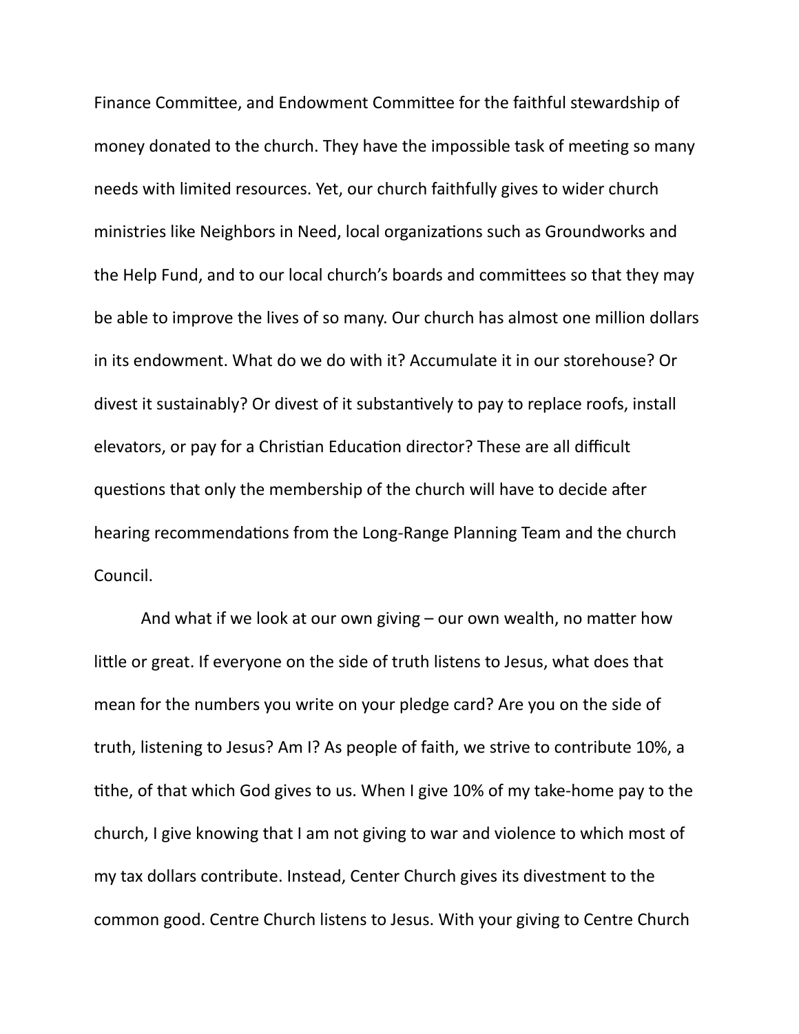Finance Committee, and Endowment Committee for the faithful stewardship of money donated to the church. They have the impossible task of meeting so many needs with limited resources. Yet, our church faithfully gives to wider church ministries like Neighbors in Need, local organizations such as Groundworks and the Help Fund, and to our local church's boards and committees so that they may be able to improve the lives of so many. Our church has almost one million dollars in its endowment. What do we do with it? Accumulate it in our storehouse? Or divest it sustainably? Or divest of it substantively to pay to replace roofs, install elevators, or pay for a Christian Education director? These are all difficult questions that only the membership of the church will have to decide after hearing recommendations from the Long-Range Planning Team and the church Council.

And what if we look at our own giving – our own wealth, no matter how little or great. If everyone on the side of truth listens to Jesus, what does that mean for the numbers you write on your pledge card? Are you on the side of truth, listening to Jesus? Am I? As people of faith, we strive to contribute 10%, a tithe, of that which God gives to us. When I give 10% of my take-home pay to the church, I give knowing that I am not giving to war and violence to which most of my tax dollars contribute. Instead, Center Church gives its divestment to the common good. Centre Church listens to Jesus. With your giving to Centre Church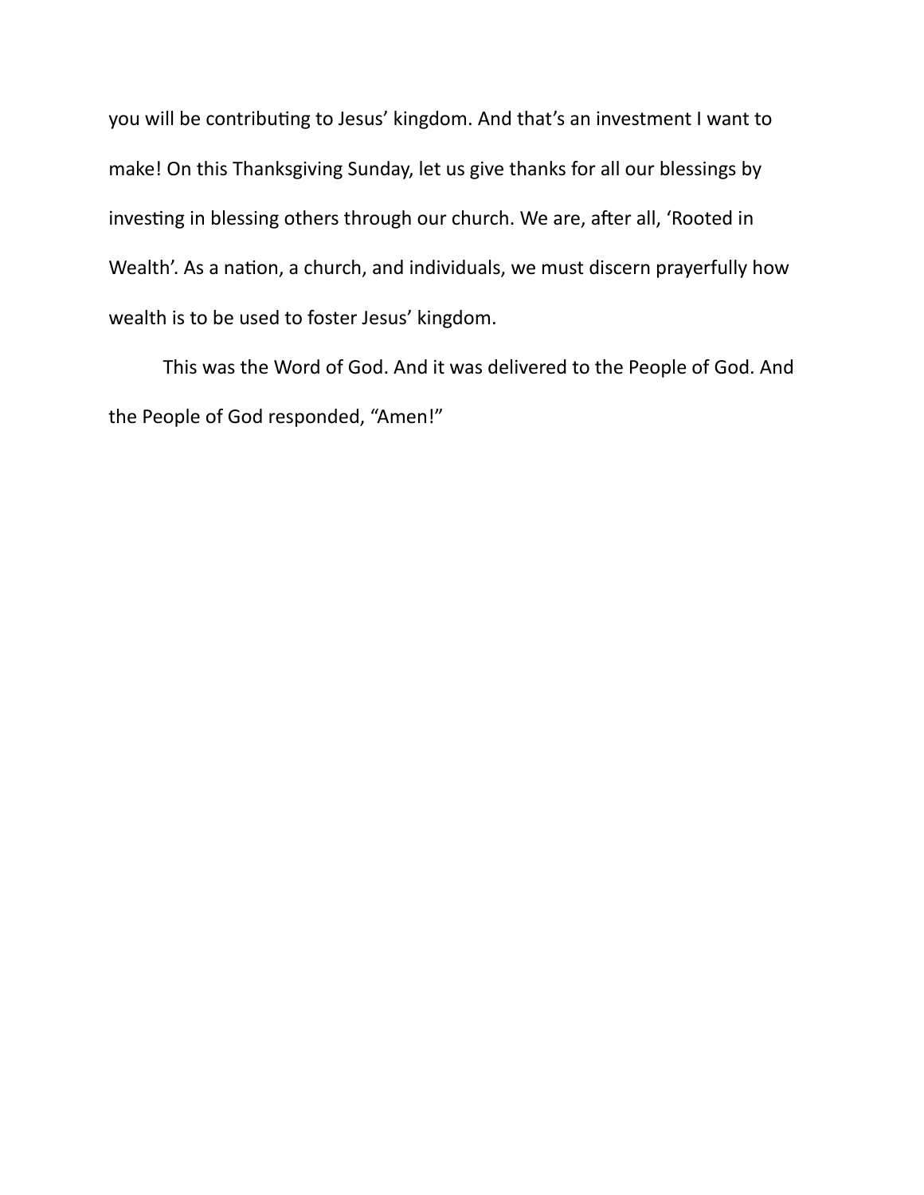you will be contributing to Jesus' kingdom. And that's an investment I want to make! On this Thanksgiving Sunday, let us give thanks for all our blessings by investing in blessing others through our church. We are, after all, 'Rooted in Wealth'. As a nation, a church, and individuals, we must discern prayerfully how wealth is to be used to foster Jesus' kingdom.

This was the Word of God. And it was delivered to the People of God. And the People of God responded, "Amen!"